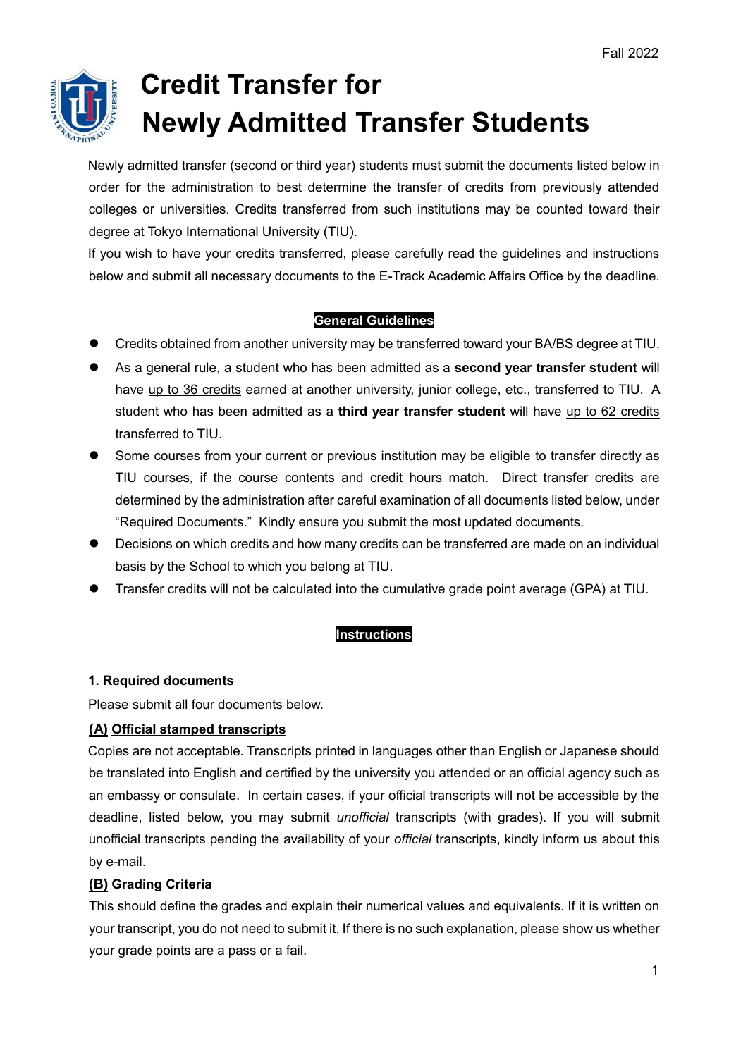Fall 2022

# Credit Transfer for Newly Admitted Transfer Students

Newly admitted transfer (second or third year) students must submit the documents listed below in order for the administration to best determine the transfer of credits from previously attended colleges or universities. Credits transferred from such institutions may be counted toward their degree at Tokyo International University (TIU).

If you wish to have your credits transferred, please carefully read the guidelines and instructions below and submit all necessary documents to the E-Track Academic Affairs Office by the deadline.

## General Guidelines

- Credits obtained from another university may be transferred toward your BA/BS degree at TIU.
- As a general rule, a student who has been admitted as a **second year transfer student** will have <u>up to 36 credits</u> earned at another university, junior college, etc., transferred to TIU. A student who has been admitted as a **third year transfer student** will have <u>up to 62 credits</u> transferred to TIU.
- Some courses from your current or previous institution may be eligible to transfer directly as TIU courses, if the course contents and credit hours match. Direct transfer credits are determined by the administration after careful examination of all documents listed below, under "Required Documents." Kindly ensure you submit the most updated documents.
- Decisions on which credits and how many credits can be transferred are made on an individual basis by the School to which you belong at TIU.
- Transfer credits <u>will not be calculated into the cumulative grade point average (GPA) at TIU</u>.

## Instructions

### 1. Required documents

Please submit all four documents below.

**<u>(A) Official stamped transcripts</u>**

Copies are not acceptable. Transcripts printed in languages other than English or Japanese should be translated into English and certified by the university you attended or an official agency such as an embassy or consulate. In certain cases, if your official transcripts will not be accessible by the deadline, listed below, you may submit *unofficial* transcripts (with grades). If you will submit unofficial transcripts pending the availability of your *official* transcripts, kindly inform us about this by e-mail.

**<u>(B) Grading Criteria</u>**

This should define the grades and explain their numerical values and equivalents. If it is written on your transcript, you do not need to submit it. If there is no such explanation, please show us whether your grade points are a pass or a fail.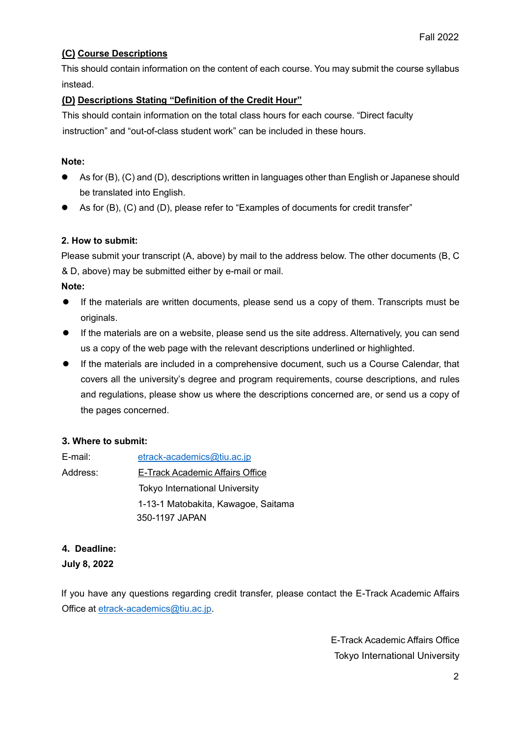**(C) Course Descriptions**

This should contain information on the content of each course. You may submit the course syllabus instead.

**(D) Descriptions Stating "Definition of the Credit Hour"**

This should contain information on the total class hours for each course. "Direct faculty instruction" and "out-of-class student work" can be included in these hours.

**Note:**

- As for (B), (C) and (D), descriptions written in languages other than English or Japanese should be translated into English.
- As for (B), (C) and (D), please refer to "Examples of documents for credit transfer"

**2. How to submit:**

Please submit your transcript (A, above) by mail to the address below. The other documents (B, C & D, above) may be submitted either by e-mail or mail.

**Note:**

- If the materials are written documents, please send us a copy of them. Transcripts must be originals.
- If the materials are on a website, please send us the site address. Alternatively, you can send us a copy of the web page with the relevant descriptions underlined or highlighted.
- If the materials are included in a comprehensive document, such us a Course Calendar, that covers all the university's degree and program requirements, course descriptions, and rules and regulations, please show us where the descriptions concerned are, or send us a copy of the pages concerned.

**3. Where to submit:**

| | |
|---|---|
| E-mail: | etrack-academics@tiu.ac.jp |
| Address: | E-Track Academic Affairs Office<br>Tokyo International University<br>1-13-1 Matobakita, Kawagoe, Saitama<br>350-1197 JAPAN |

**4. Deadline:**

**July 8, 2022**

If you have any questions regarding credit transfer, please contact the E-Track Academic Affairs Office at etrack-academics@tiu.ac.jp.

E-Track Academic Affairs Office
Tokyo International University